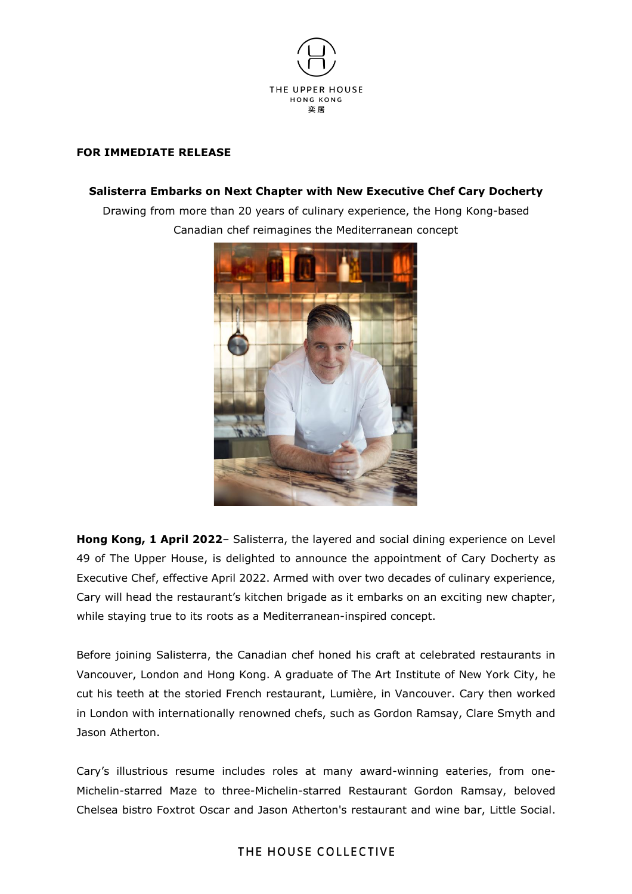THE UPPER HOUSE
HONG KONG
奕居

**FOR IMMEDIATE RELEASE**

**Salisterra Embarks on Next Chapter with New Executive Chef Cary Docherty**

Drawing from more than 20 years of culinary experience, the Hong Kong-based Canadian chef reimagines the Mediterranean concept

**Hong Kong, 1 April 2022**– Salisterra, the layered and social dining experience on Level 49 of The Upper House, is delighted to announce the appointment of Cary Docherty as Executive Chef, effective April 2022. Armed with over two decades of culinary experience, Cary will head the restaurant's kitchen brigade as it embarks on an exciting new chapter, while staying true to its roots as a Mediterranean-inspired concept.

Before joining Salisterra, the Canadian chef honed his craft at celebrated restaurants in Vancouver, London and Hong Kong. A graduate of The Art Institute of New York City, he cut his teeth at the storied French restaurant, Lumière, in Vancouver. Cary then worked in London with internationally renowned chefs, such as Gordon Ramsay, Clare Smyth and Jason Atherton.

Cary's illustrious resume includes roles at many award-winning eateries, from one-Michelin-starred Maze to three-Michelin-starred Restaurant Gordon Ramsay, beloved Chelsea bistro Foxtrot Oscar and Jason Atherton's restaurant and wine bar, Little Social.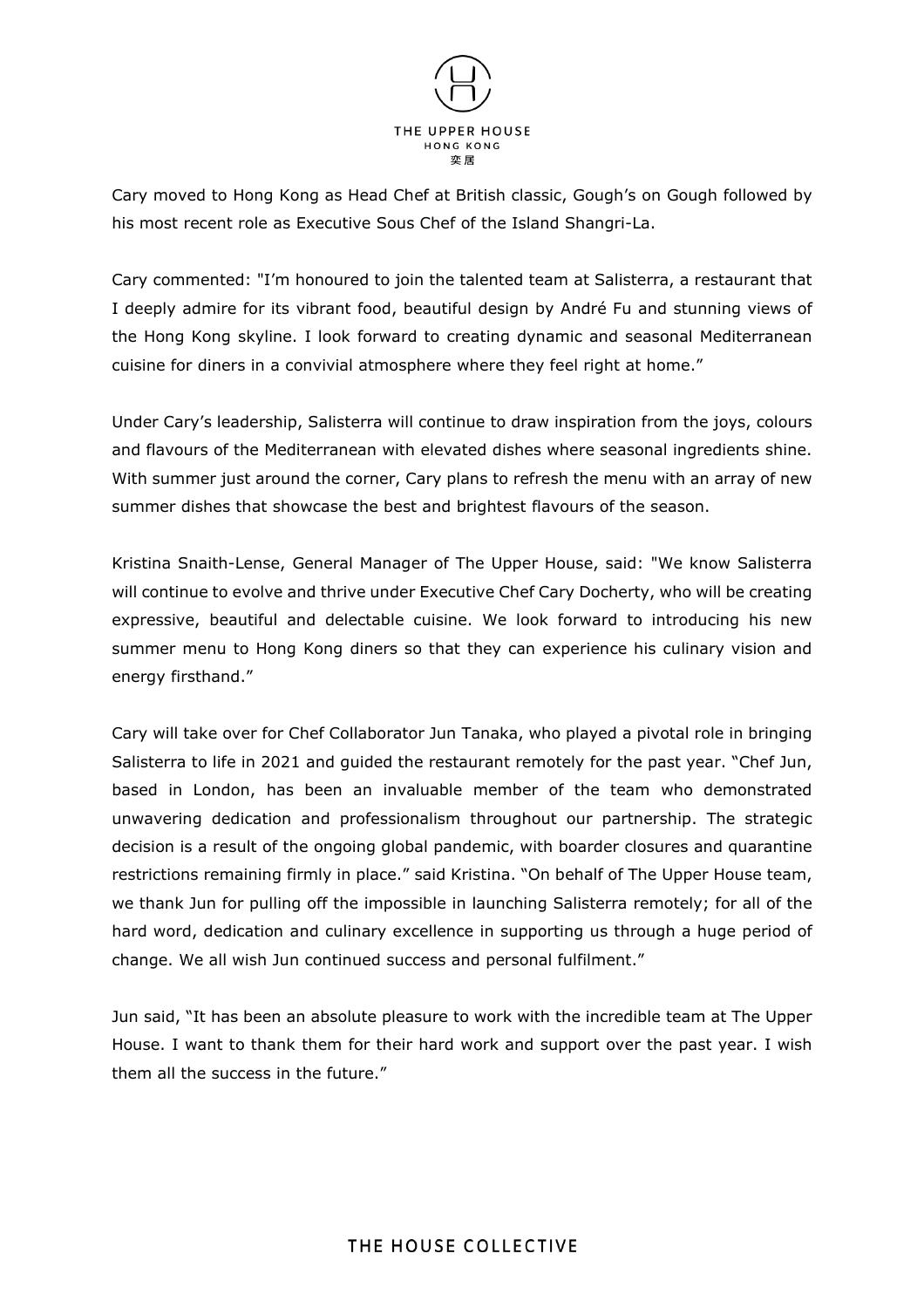Cary moved to Hong Kong as Head Chef at British classic, Gough's on Gough followed by his most recent role as Executive Sous Chef of the Island Shangri-La.

Cary commented: "I'm honoured to join the talented team at Salisterra, a restaurant that I deeply admire for its vibrant food, beautiful design by André Fu and stunning views of the Hong Kong skyline. I look forward to creating dynamic and seasonal Mediterranean cuisine for diners in a convivial atmosphere where they feel right at home."

Under Cary's leadership, Salisterra will continue to draw inspiration from the joys, colours and flavours of the Mediterranean with elevated dishes where seasonal ingredients shine. With summer just around the corner, Cary plans to refresh the menu with an array of new summer dishes that showcase the best and brightest flavours of the season.

Kristina Snaith-Lense, General Manager of The Upper House, said: "We know Salisterra will continue to evolve and thrive under Executive Chef Cary Docherty, who will be creating expressive, beautiful and delectable cuisine. We look forward to introducing his new summer menu to Hong Kong diners so that they can experience his culinary vision and energy firsthand."

Cary will take over for Chef Collaborator Jun Tanaka, who played a pivotal role in bringing Salisterra to life in 2021 and guided the restaurant remotely for the past year. "Chef Jun, based in London, has been an invaluable member of the team who demonstrated unwavering dedication and professionalism throughout our partnership. The strategic decision is a result of the ongoing global pandemic, with boarder closures and quarantine restrictions remaining firmly in place." said Kristina. "On behalf of The Upper House team, we thank Jun for pulling off the impossible in launching Salisterra remotely; for all of the hard word, dedication and culinary excellence in supporting us through a huge period of change. We all wish Jun continued success and personal fulfilment."

Jun said, "It has been an absolute pleasure to work with the incredible team at The Upper House. I want to thank them for their hard work and support over the past year. I wish them all the success in the future."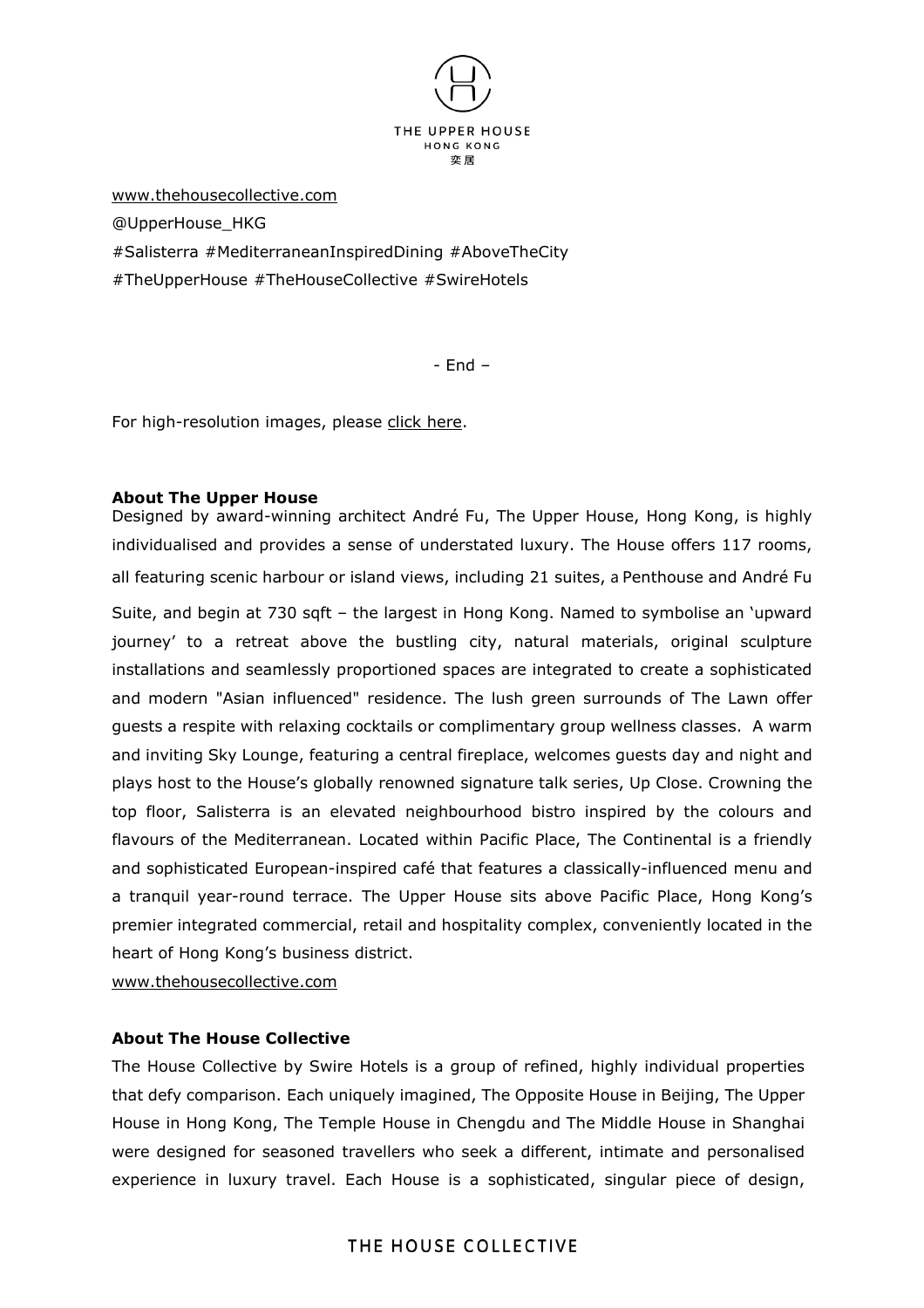www.thehousecollective.com

@UpperHouse_HKG

#Salisterra #MediterraneanInspiredDining #AboveTheCity

#TheUpperHouse #TheHouseCollective #SwireHotels

- End –

For high-resolution images, please click here.

**About The Upper House**

Designed by award-winning architect André Fu, The Upper House, Hong Kong, is highly individualised and provides a sense of understated luxury. The House offers 117 rooms, all featuring scenic harbour or island views, including 21 suites, a Penthouse and André Fu Suite, and begin at 730 sqft – the largest in Hong Kong. Named to symbolise an 'upward journey' to a retreat above the bustling city, natural materials, original sculpture installations and seamlessly proportioned spaces are integrated to create a sophisticated and modern "Asian influenced" residence. The lush green surrounds of The Lawn offer guests a respite with relaxing cocktails or complimentary group wellness classes. A warm and inviting Sky Lounge, featuring a central fireplace, welcomes guests day and night and plays host to the House's globally renowned signature talk series, Up Close. Crowning the top floor, Salisterra is an elevated neighbourhood bistro inspired by the colours and flavours of the Mediterranean. Located within Pacific Place, The Continental is a friendly and sophisticated European-inspired café that features a classically-influenced menu and a tranquil year-round terrace. The Upper House sits above Pacific Place, Hong Kong's premier integrated commercial, retail and hospitality complex, conveniently located in the heart of Hong Kong's business district.

www.thehousecollective.com

**About The House Collective**

The House Collective by Swire Hotels is a group of refined, highly individual properties that defy comparison. Each uniquely imagined, The Opposite House in Beijing, The Upper House in Hong Kong, The Temple House in Chengdu and The Middle House in Shanghai were designed for seasoned travellers who seek a different, intimate and personalised experience in luxury travel. Each House is a sophisticated, singular piece of design,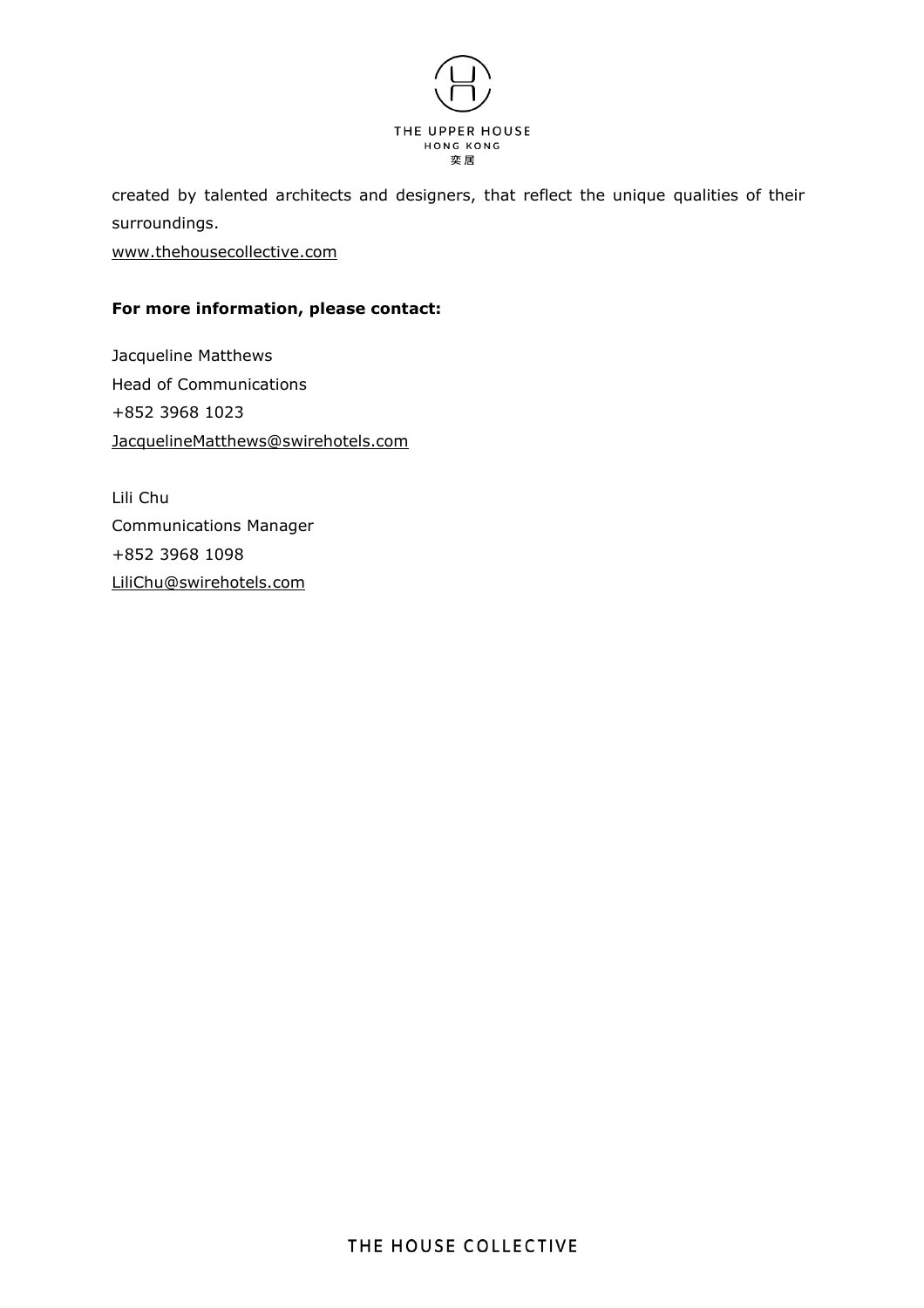created by talented architects and designers, that reflect the unique qualities of their surroundings.

www.thehousecollective.com

**For more information, please contact:**

Jacqueline Matthews
Head of Communications
+852 3968 1023
JacquelineMatthews@swirehotels.com

Lili Chu
Communications Manager
+852 3968 1098
LiliChu@swirehotels.com